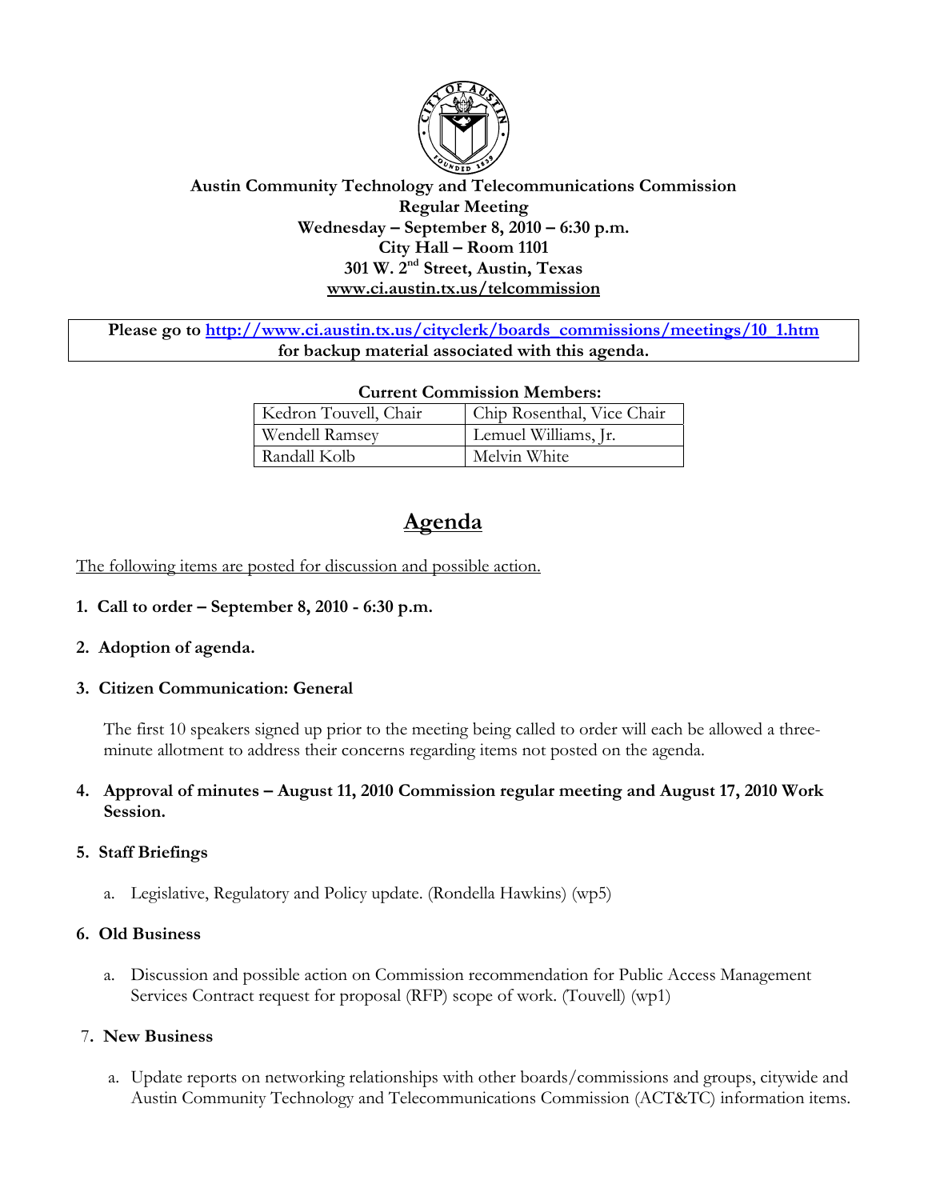**Austin Community Technology and Telecommunications Commission**
**Regular Meeting**
**Wednesday – September 8, 2010 – 6:30 p.m.**
**City Hall – Room 1101**
**301 W. 2nd Street, Austin, Texas**
**www.ci.austin.tx.us/telcommission**

**Please go to http://www.ci.austin.tx.us/cityclerk/boards_commissions/meetings/10_1.htm for backup material associated with this agenda.**

**Current Commission Members:**

| | |
|---|---|
| Kedron Touvell, Chair | Chip Rosenthal, Vice Chair |
| Wendell Ramsey | Lemuel Williams, Jr. |
| Randall Kolb | Melvin White |

# Agenda

The following items are posted for discussion and possible action.

**1. Call to order – September 8, 2010 - 6:30 p.m.**

**2. Adoption of agenda.**

**3. Citizen Communication: General**

The first 10 speakers signed up prior to the meeting being called to order will each be allowed a three-minute allotment to address their concerns regarding items not posted on the agenda.

**4. Approval of minutes – August 11, 2010 Commission regular meeting and August 17, 2010 Work Session.**

**5. Staff Briefings**

a. Legislative, Regulatory and Policy update. (Rondella Hawkins) (wp5)

**6. Old Business**

a. Discussion and possible action on Commission recommendation for Public Access Management Services Contract request for proposal (RFP) scope of work. (Touvell) (wp1)

**7. New Business**

a. Update reports on networking relationships with other boards/commissions and groups, citywide and Austin Community Technology and Telecommunications Commission (ACT&TC) information items.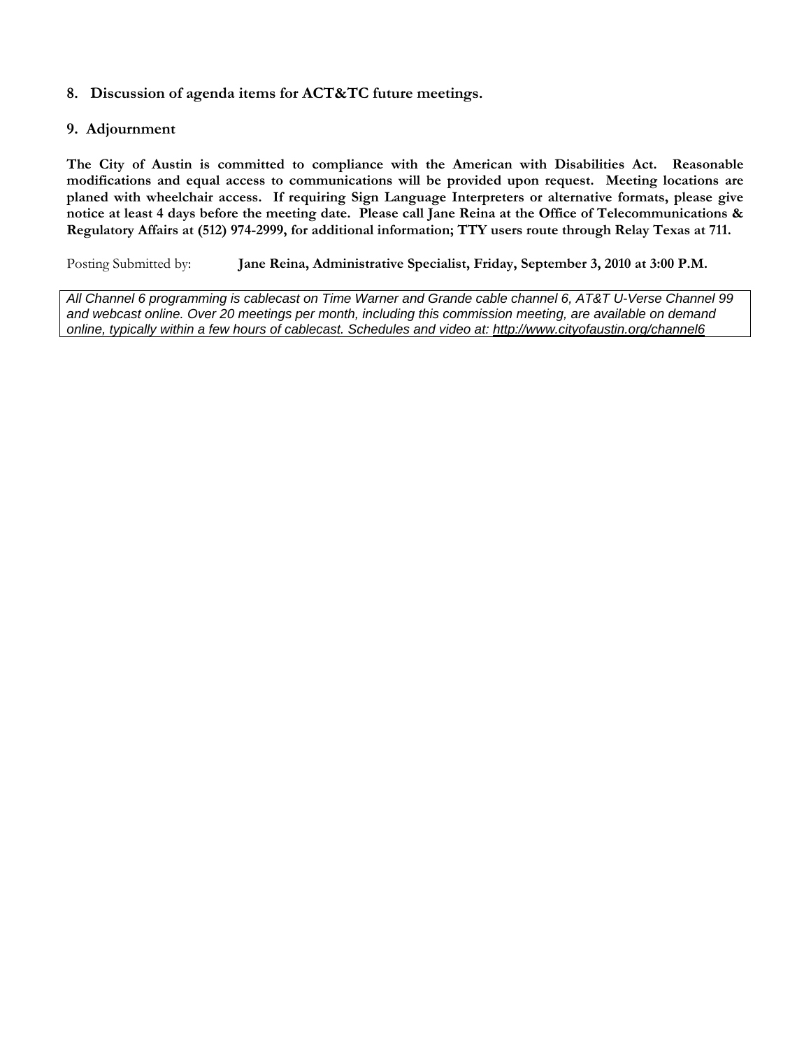**8. Discussion of agenda items for ACT&TC future meetings.**

**9. Adjournment**

**The City of Austin is committed to compliance with the American with Disabilities Act. Reasonable modifications and equal access to communications will be provided upon request. Meeting locations are planed with wheelchair access. If requiring Sign Language Interpreters or alternative formats, please give notice at least 4 days before the meeting date. Please call Jane Reina at the Office of Telecommunications & Regulatory Affairs at (512) 974-2999, for additional information; TTY users route through Relay Texas at 711.**

Posting Submitted by: **Jane Reina, Administrative Specialist, Friday, September 3, 2010 at 3:00 P.M.**

*All Channel 6 programming is cablecast on Time Warner and Grande cable channel 6, AT&T U-Verse Channel 99 and webcast online. Over 20 meetings per month, including this commission meeting, are available on demand online, typically within a few hours of cablecast. Schedules and video at: http://www.cityofaustin.org/channel6*